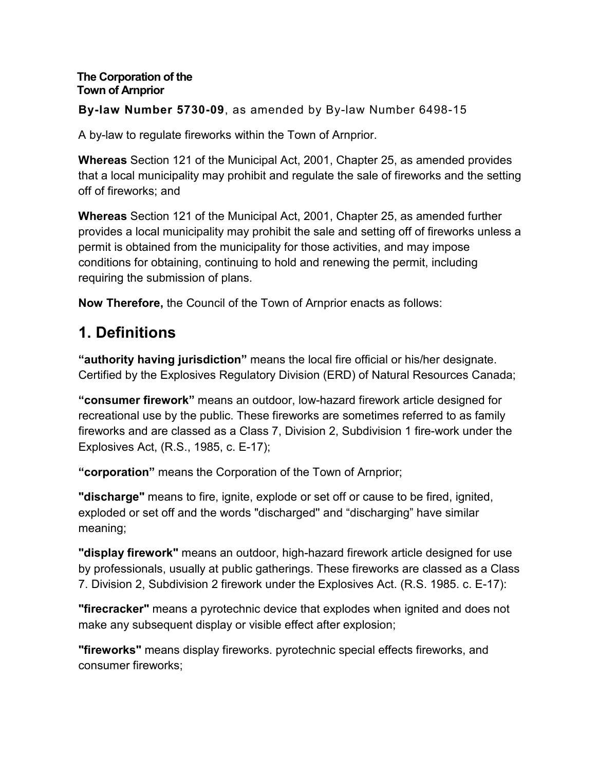**The Corporation of the Town of Arnprior**

**By-law Number 5730-09**, as amended by By-law Number 6498-15

A by-law to regulate fireworks within the Town of Arnprior.

**Whereas** Section 121 of the Municipal Act, 2001, Chapter 25, as amended provides that a local municipality may prohibit and regulate the sale of fireworks and the setting off of fireworks; and

**Whereas** Section 121 of the Municipal Act, 2001, Chapter 25, as amended further provides a local municipality may prohibit the sale and setting off of fireworks unless a permit is obtained from the municipality for those activities, and may impose conditions for obtaining, continuing to hold and renewing the permit, including requiring the submission of plans.

**Now Therefore,** the Council of the Town of Arnprior enacts as follows:

# 1. Definitions

**"authority having jurisdiction"** means the local fire official or his/her designate. Certified by the Explosives Regulatory Division (ERD) of Natural Resources Canada;

**"consumer firework"** means an outdoor, low-hazard firework article designed for recreational use by the public. These fireworks are sometimes referred to as family fireworks and are classed as a Class 7, Division 2, Subdivision 1 fire-work under the Explosives Act, (R.S., 1985, c. E-17);

**"corporation"** means the Corporation of the Town of Arnprior;

**"discharge"** means to fire, ignite, explode or set off or cause to be fired, ignited, exploded or set off and the words "discharged" and "discharging" have similar meaning;

**"display firework"** means an outdoor, high-hazard firework article designed for use by professionals, usually at public gatherings. These fireworks are classed as a Class 7. Division 2, Subdivision 2 firework under the Explosives Act. (R.S. 1985. c. E-17):

**"firecracker"** means a pyrotechnic device that explodes when ignited and does not make any subsequent display or visible effect after explosion;

**"fireworks"** means display fireworks. pyrotechnic special effects fireworks, and consumer fireworks;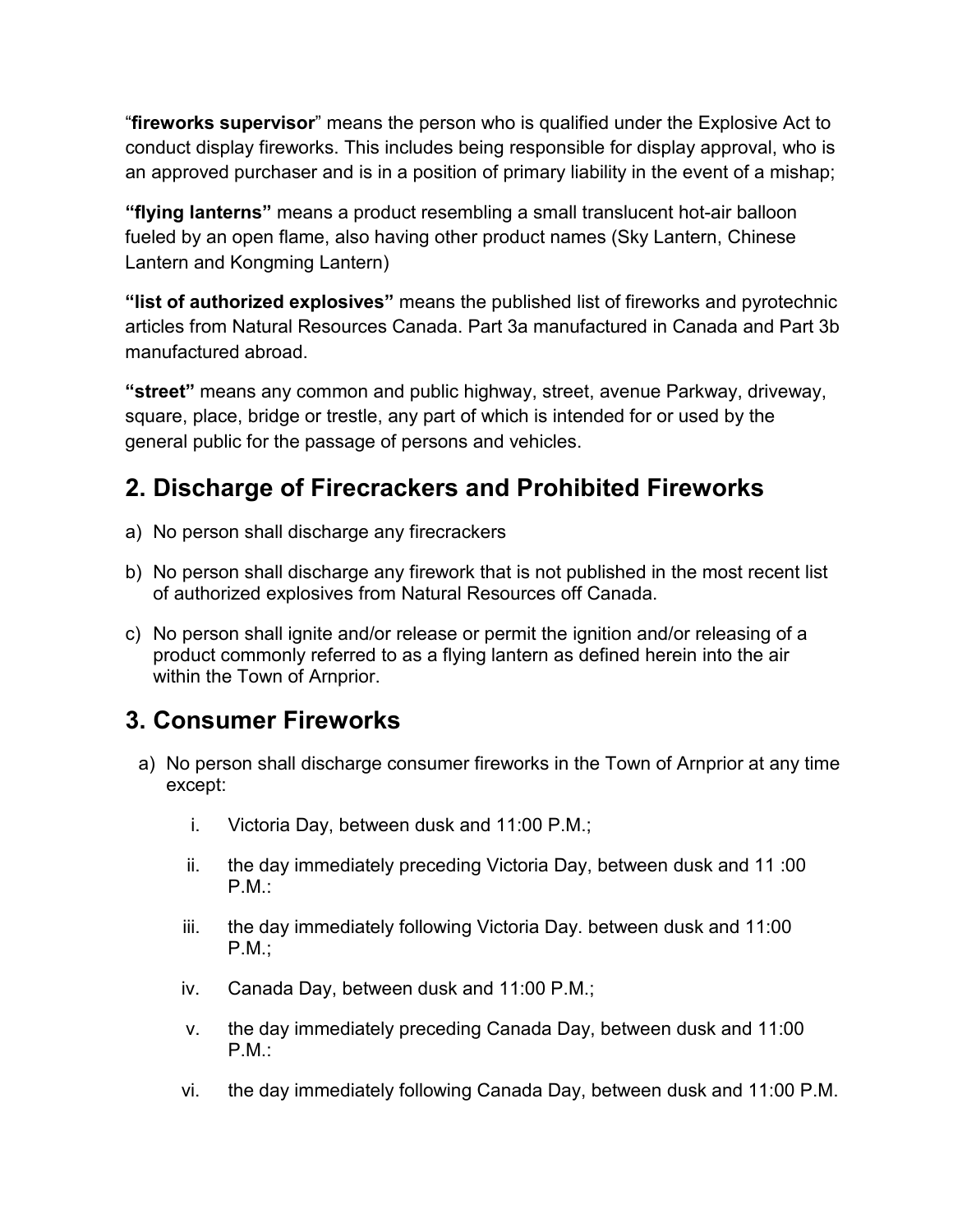"**fireworks supervisor**" means the person who is qualified under the Explosive Act to conduct display fireworks. This includes being responsible for display approval, who is an approved purchaser and is in a position of primary liability in the event of a mishap;

**"flying lanterns"** means a product resembling a small translucent hot-air balloon fueled by an open flame, also having other product names (Sky Lantern, Chinese Lantern and Kongming Lantern)

**"list of authorized explosives"** means the published list of fireworks and pyrotechnic articles from Natural Resources Canada. Part 3a manufactured in Canada and Part 3b manufactured abroad.

**"street"** means any common and public highway, street, avenue Parkway, driveway, square, place, bridge or trestle, any part of which is intended for or used by the general public for the passage of persons and vehicles.

## 2. Discharge of Firecrackers and Prohibited Fireworks

a) No person shall discharge any firecrackers

b) No person shall discharge any firework that is not published in the most recent list of authorized explosives from Natural Resources off Canada.

c) No person shall ignite and/or release or permit the ignition and/or releasing of a product commonly referred to as a flying lantern as defined herein into the air within the Town of Arnprior.

## 3. Consumer Fireworks

a) No person shall discharge consumer fireworks in the Town of Arnprior at any time except:

   i. Victoria Day, between dusk and 11:00 P.M.;

   ii. the day immediately preceding Victoria Day, between dusk and 11 :00 P.M.:

   iii. the day immediately following Victoria Day. between dusk and 11:00 P.M.;

   iv. Canada Day, between dusk and 11:00 P.M.;

   v. the day immediately preceding Canada Day, between dusk and 11:00 P.M.:

   vi. the day immediately following Canada Day, between dusk and 11:00 P.M.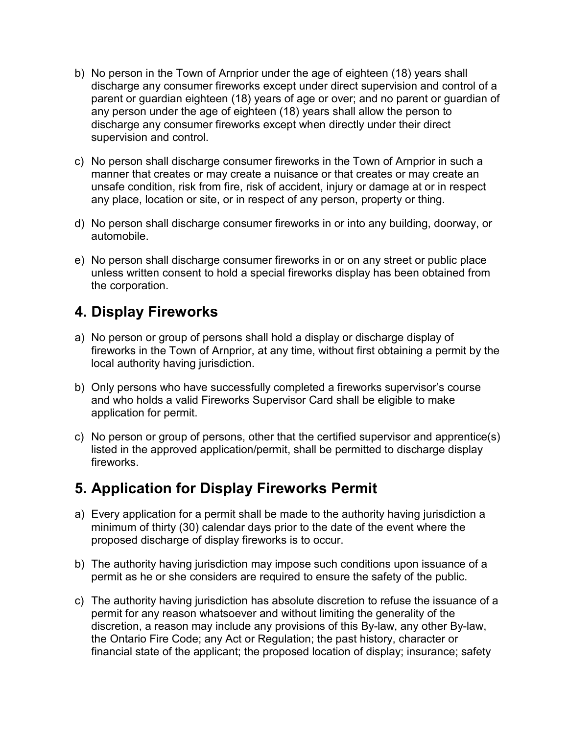b) No person in the Town of Arnprior under the age of eighteen (18) years shall discharge any consumer fireworks except under direct supervision and control of a parent or guardian eighteen (18) years of age or over; and no parent or guardian of any person under the age of eighteen (18) years shall allow the person to discharge any consumer fireworks except when directly under their direct supervision and control.

c) No person shall discharge consumer fireworks in the Town of Arnprior in such a manner that creates or may create a nuisance or that creates or may create an unsafe condition, risk from fire, risk of accident, injury or damage at or in respect any place, location or site, or in respect of any person, property or thing.

d) No person shall discharge consumer fireworks in or into any building, doorway, or automobile.

e) No person shall discharge consumer fireworks in or on any street or public place unless written consent to hold a special fireworks display has been obtained from the corporation.

## 4. Display Fireworks

a) No person or group of persons shall hold a display or discharge display of fireworks in the Town of Arnprior, at any time, without first obtaining a permit by the local authority having jurisdiction.

b) Only persons who have successfully completed a fireworks supervisor's course and who holds a valid Fireworks Supervisor Card shall be eligible to make application for permit.

c) No person or group of persons, other that the certified supervisor and apprentice(s) listed in the approved application/permit, shall be permitted to discharge display fireworks.

## 5. Application for Display Fireworks Permit

a) Every application for a permit shall be made to the authority having jurisdiction a minimum of thirty (30) calendar days prior to the date of the event where the proposed discharge of display fireworks is to occur.

b) The authority having jurisdiction may impose such conditions upon issuance of a permit as he or she considers are required to ensure the safety of the public.

c) The authority having jurisdiction has absolute discretion to refuse the issuance of a permit for any reason whatsoever and without limiting the generality of the discretion, a reason may include any provisions of this By-law, any other By-law, the Ontario Fire Code; any Act or Regulation; the past history, character or financial state of the applicant; the proposed location of display; insurance; safety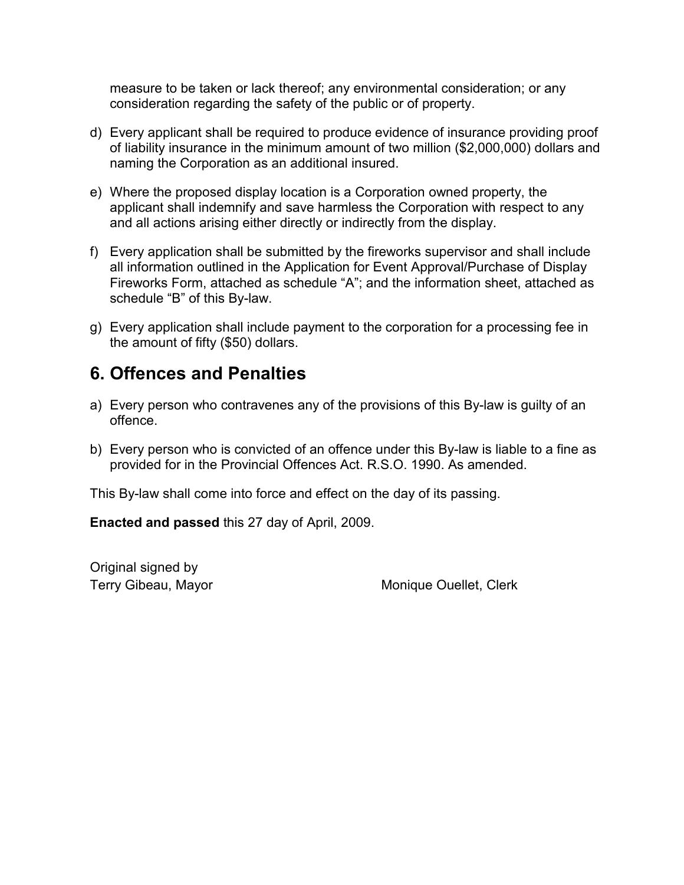measure to be taken or lack thereof; any environmental consideration; or any consideration regarding the safety of the public or of property.

d) Every applicant shall be required to produce evidence of insurance providing proof of liability insurance in the minimum amount of two million ($2,000,000) dollars and naming the Corporation as an additional insured.

e) Where the proposed display location is a Corporation owned property, the applicant shall indemnify and save harmless the Corporation with respect to any and all actions arising either directly or indirectly from the display.

f) Every application shall be submitted by the fireworks supervisor and shall include all information outlined in the Application for Event Approval/Purchase of Display Fireworks Form, attached as schedule “A”; and the information sheet, attached as schedule “B” of this By-law.

g) Every application shall include payment to the corporation for a processing fee in the amount of fifty ($50) dollars.

## 6. Offences and Penalties

a) Every person who contravenes any of the provisions of this By-law is guilty of an offence.

b) Every person who is convicted of an offence under this By-law is liable to a fine as provided for in the Provincial Offences Act. R.S.O. 1990. As amended.

This By-law shall come into force and effect on the day of its passing.

**Enacted and passed** this 27 day of April, 2009.

Original signed by
Terry Gibeau, Mayor

Monique Ouellet, Clerk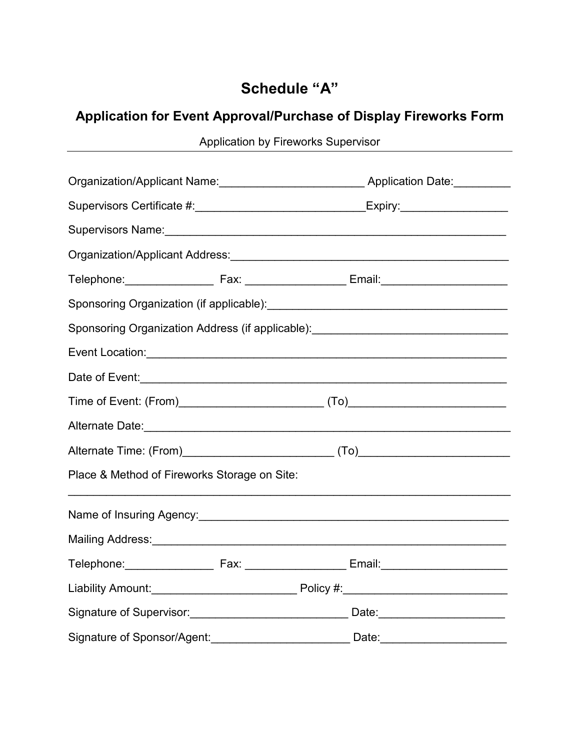# Schedule "A"

## Application for Event Approval/Purchase of Display Fireworks Form

Application by Fireworks Supervisor

---

Organization/Applicant Name:______________________ Application Date:_________

Supervisors Certificate #:__________________________Expiry:________________

Supervisors Name:_____________________________________________________

Organization/Applicant Address:___________________________________________

Telephone:______________ Fax: _______________ Email:___________________

Sponsoring Organization (if applicable):_____________________________________

Sponsoring Organization Address (if applicable):______________________________

Event Location:________________________________________________________

Date of Event:_________________________________________________________

Time of Event: (From)______________________ (To)________________________

Alternate Date:________________________________________________________

Alternate Time: (From)_______________________ (To)_______________________

Place & Method of Fireworks Storage on Site:

_______________________________________________________________________

Name of Insuring Agency:_________________________________________________

Mailing Address:_______________________________________________________

Telephone:______________ Fax: _______________ Email:___________________

Liability Amount:______________________ Policy #:_________________________

Signature of Supervisor:________________________ Date:___________________

Signature of Sponsor/Agent:______________________ Date:___________________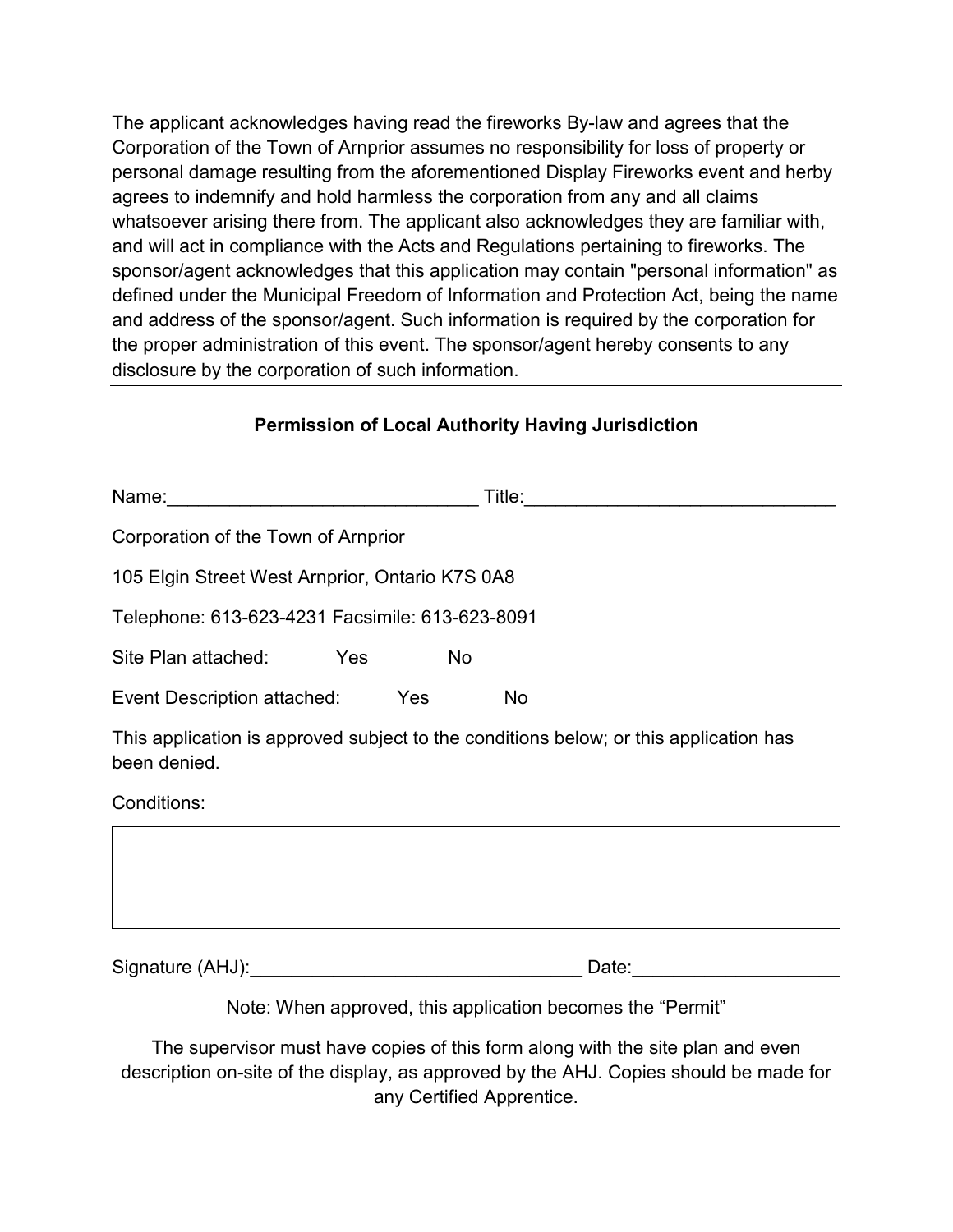The applicant acknowledges having read the fireworks By-law and agrees that the Corporation of the Town of Arnprior assumes no responsibility for loss of property or personal damage resulting from the aforementioned Display Fireworks event and herby agrees to indemnify and hold harmless the corporation from any and all claims whatsoever arising there from. The applicant also acknowledges they are familiar with, and will act in compliance with the Acts and Regulations pertaining to fireworks. The sponsor/agent acknowledges that this application may contain "personal information" as defined under the Municipal Freedom of Information and Protection Act, being the name and address of the sponsor/agent. Such information is required by the corporation for the proper administration of this event. The sponsor/agent hereby consents to any disclosure by the corporation of such information.

---

**Permission of Local Authority Having Jurisdiction**

Name:______________________________ Title:______________________________

Corporation of the Town of Arnprior

105 Elgin Street West Arnprior, Ontario K7S 0A8

Telephone: 613-623-4231 Facsimile: 613-623-8091

Site Plan attached: Yes No

Event Description attached: Yes No

This application is approved subject to the conditions below; or this application has been denied.

Conditions:

| |
|---|
| |

Signature (AHJ):________________________________ Date:____________________

Note: When approved, this application becomes the “Permit”

The supervisor must have copies of this form along with the site plan and even description on-site of the display, as approved by the AHJ. Copies should be made for any Certified Apprentice.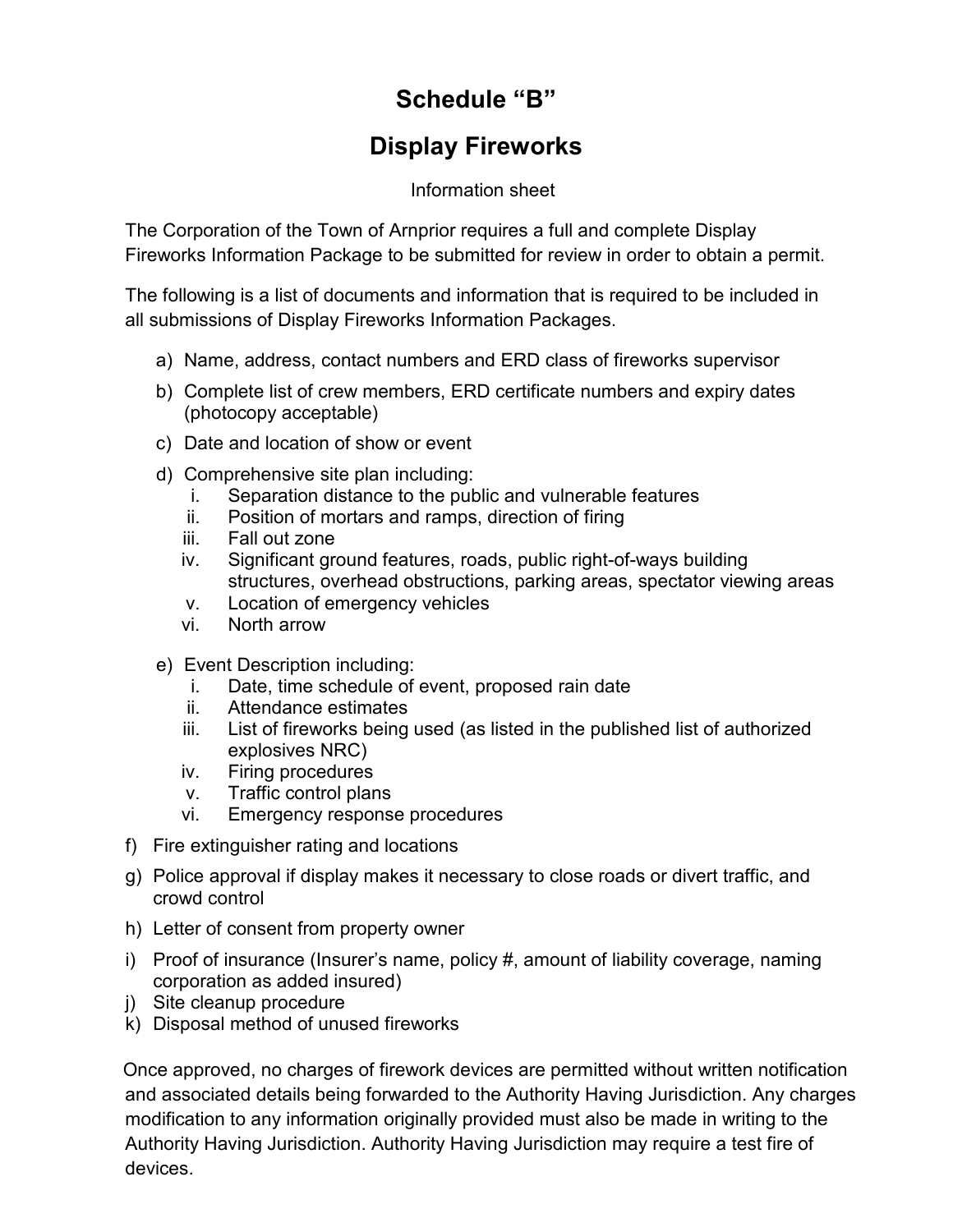# Schedule "B"

# Display Fireworks

Information sheet

The Corporation of the Town of Arnprior requires a full and complete Display Fireworks Information Package to be submitted for review in order to obtain a permit.

The following is a list of documents and information that is required to be included in all submissions of Display Fireworks Information Packages.

a) Name, address, contact numbers and ERD class of fireworks supervisor
b) Complete list of crew members, ERD certificate numbers and expiry dates (photocopy acceptable)
c) Date and location of show or event
d) Comprehensive site plan including:
   i. Separation distance to the public and vulnerable features
   ii. Position of mortars and ramps, direction of firing
   iii. Fall out zone
   iv. Significant ground features, roads, public right-of-ways building structures, overhead obstructions, parking areas, spectator viewing areas
   v. Location of emergency vehicles
   vi. North arrow
e) Event Description including:
   i. Date, time schedule of event, proposed rain date
   ii. Attendance estimates
   iii. List of fireworks being used (as listed in the published list of authorized explosives NRC)
   iv. Firing procedures
   v. Traffic control plans
   vi. Emergency response procedures
f) Fire extinguisher rating and locations
g) Police approval if display makes it necessary to close roads or divert traffic, and crowd control
h) Letter of consent from property owner
i) Proof of insurance (Insurer's name, policy #, amount of liability coverage, naming corporation as added insured)
j) Site cleanup procedure
k) Disposal method of unused fireworks

Once approved, no charges of firework devices are permitted without written notification and associated details being forwarded to the Authority Having Jurisdiction. Any charges modification to any information originally provided must also be made in writing to the Authority Having Jurisdiction. Authority Having Jurisdiction may require a test fire of devices.